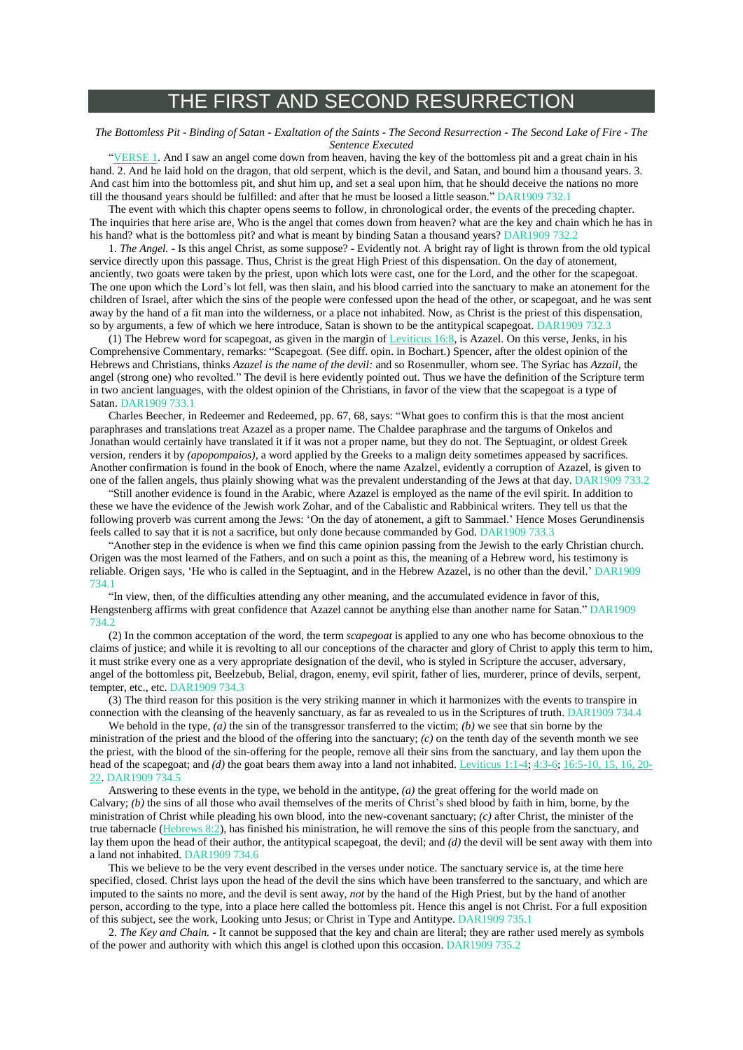# THE FIRST AND SECOND RESURRECTION

*The Bottomless Pit - Binding of Satan - Exaltation of the Saints - The Second Resurrection - The Second Lake of Fire - The Sentence Executed*

"VERSE 1. And I saw an angel come down from heaven, having the key of the bottomless pit and a great chain in his hand. 2. And he laid hold on the dragon, that old serpent, which is the devil, and Satan, and bound him a thousand years. 3. And cast him into the bottomless pit, and shut him up, and set a seal upon him, that he should deceive the nations no more till the thousand years should be fulfilled: and after that he must be loosed a little season." DAR1909 732.1

The event with which this chapter opens seems to follow, in chronological order, the events of the preceding chapter. The inquiries that here arise are, Who is the angel that comes down from heaven? what are the key and chain which he has in his hand? what is the bottomless pit? and what is meant by binding Satan a thousand years? DAR1909 732.2

1. *The Angel.* - Is this angel Christ, as some suppose? - Evidently not. A bright ray of light is thrown from the old typical service directly upon this passage. Thus, Christ is the great High Priest of this dispensation. On the day of atonement, anciently, two goats were taken by the priest, upon which lots were cast, one for the Lord, and the other for the scapegoat. The one upon which the Lord's lot fell, was then slain, and his blood carried into the sanctuary to make an atonement for the children of Israel, after which the sins of the people were confessed upon the head of the other, or scapegoat, and he was sent away by the hand of a fit man into the wilderness, or a place not inhabited. Now, as Christ is the priest of this dispensation, so by arguments, a few of which we here introduce, Satan is shown to be the antitypical scapegoat. DAR1909 732.3

(1) The Hebrew word for scapegoat, as given in the margin of Leviticus 16:8, is Azazel. On this verse, Jenks, in his Comprehensive Commentary, remarks: "Scapegoat. (See diff. opin. in Bochart.) Spencer, after the oldest opinion of the Hebrews and Christians, thinks *Azazel is the name of the devil:* and so Rosenmuller, whom see. The Syriac has *Azzail,* the angel (strong one) who revolted." The devil is here evidently pointed out. Thus we have the definition of the Scripture term in two ancient languages, with the oldest opinion of the Christians, in favor of the view that the scapegoat is a type of Satan. DAR1909 733.1

Charles Beecher, in Redeemer and Redeemed, pp. 67, 68, says: "What goes to confirm this is that the most ancient paraphrases and translations treat Azazel as a proper name. The Chaldee paraphrase and the targums of Onkelos and Jonathan would certainly have translated it if it was not a proper name, but they do not. The Septuagint, or oldest Greek version, renders it by *(apopompaios),* a word applied by the Greeks to a malign deity sometimes appeased by sacrifices. Another confirmation is found in the book of Enoch, where the name Azalzel, evidently a corruption of Azazel, is given to one of the fallen angels, thus plainly showing what was the prevalent understanding of the Jews at that day. DAR1909 733.2

"Still another evidence is found in the Arabic, where Azazel is employed as the name of the evil spirit. In addition to these we have the evidence of the Jewish work Zohar, and of the Cabalistic and Rabbinical writers. They tell us that the following proverb was current among the Jews: 'On the day of atonement, a gift to Sammael.' Hence Moses Gerundinensis feels called to say that it is not a sacrifice, but only done because commanded by God. DAR1909 733.3

"Another step in the evidence is when we find this came opinion passing from the Jewish to the early Christian church. Origen was the most learned of the Fathers, and on such a point as this, the meaning of a Hebrew word, his testimony is reliable. Origen says, 'He who is called in the Septuagint, and in the Hebrew Azazel, is no other than the devil.' DAR1909 734.1

"In view, then, of the difficulties attending any other meaning, and the accumulated evidence in favor of this, Hengstenberg affirms with great confidence that Azazel cannot be anything else than another name for Satan." DAR1909 734.2

(2) In the common acceptation of the word, the term *scapegoat* is applied to any one who has become obnoxious to the claims of justice; and while it is revolting to all our conceptions of the character and glory of Christ to apply this term to him, it must strike every one as a very appropriate designation of the devil, who is styled in Scripture the accuser, adversary, angel of the bottomless pit, Beelzebub, Belial, dragon, enemy, evil spirit, father of lies, murderer, prince of devils, serpent, tempter, etc., etc. DAR1909 734.3

(3) The third reason for this position is the very striking manner in which it harmonizes with the events to transpire in connection with the cleansing of the heavenly sanctuary, as far as revealed to us in the Scriptures of truth. DAR1909 734.4

We behold in the type, *(a)* the sin of the transgressor transferred to the victim; *(b)* we see that sin borne by the ministration of the priest and the blood of the offering into the sanctuary; *(c)* on the tenth day of the seventh month we see the priest, with the blood of the sin-offering for the people, remove all their sins from the sanctuary, and lay them upon the head of the scapegoat; and *(d)* the goat bears them away into a land not inhabited. Leviticus 1:1-4; 4:3-6; 16:5-10, 15, 16, 20-22. DAR1909 734.5

Answering to these events in the type, we behold in the antitype, *(a)* the great offering for the world made on Calvary; *(b)* the sins of all those who avail themselves of the merits of Christ's shed blood by faith in him, borne, by the ministration of Christ while pleading his own blood, into the new-covenant sanctuary; *(c)* after Christ, the minister of the true tabernacle (Hebrews 8:2), has finished his ministration, he will remove the sins of this people from the sanctuary, and lay them upon the head of their author, the antitypical scapegoat, the devil; and *(d)* the devil will be sent away with them into a land not inhabited. DAR1909 734.6

This we believe to be the very event described in the verses under notice. The sanctuary service is, at the time here specified, closed. Christ lays upon the head of the devil the sins which have been transferred to the sanctuary, and which are imputed to the saints no more, and the devil is sent away, *not* by the hand of the High Priest, but by the hand of another person, according to the type, into a place here called the bottomless pit. Hence this angel is not Christ. For a full exposition of this subject, see the work, Looking unto Jesus; or Christ in Type and Antitype. DAR1909 735.1

2. *The Key and Chain.* - It cannot be supposed that the key and chain are literal; they are rather used merely as symbols of the power and authority with which this angel is clothed upon this occasion. DAR1909 735.2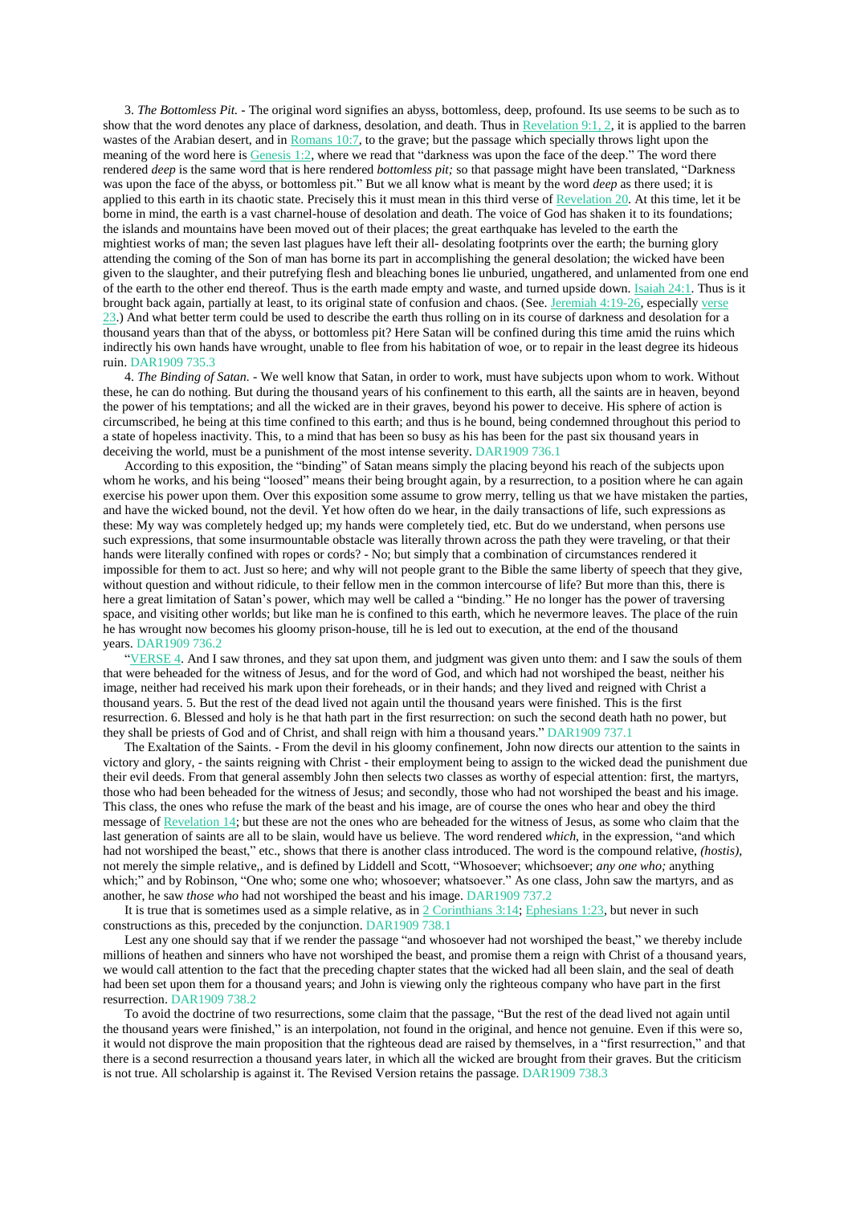3. *The Bottomless Pit.* - The original word signifies an abyss, bottomless, deep, profound. Its use seems to be such as to show that the word denotes any place of darkness, desolation, and death. Thus in Revelation 9:1, 2, it is applied to the barren wastes of the Arabian desert, and in Romans 10:7, to the grave; but the passage which specially throws light upon the meaning of the word here is Genesis 1:2, where we read that "darkness was upon the face of the deep." The word there rendered *deep* is the same word that is here rendered *bottomless pit;* so that passage might have been translated, "Darkness was upon the face of the abyss, or bottomless pit." But we all know what is meant by the word *deep* as there used; it is applied to this earth in its chaotic state. Precisely this it must mean in this third verse of Revelation 20. At this time, let it be borne in mind, the earth is a vast charnel-house of desolation and death. The voice of God has shaken it to its foundations; the islands and mountains have been moved out of their places; the great earthquake has leveled to the earth the mightiest works of man; the seven last plagues have left their all- desolating footprints over the earth; the burning glory attending the coming of the Son of man has borne its part in accomplishing the general desolation; the wicked have been given to the slaughter, and their putrefying flesh and bleaching bones lie unburied, ungathered, and unlamented from one end of the earth to the other end thereof. Thus is the earth made empty and waste, and turned upside down. Isaiah 24:1. Thus is it brought back again, partially at least, to its original state of confusion and chaos. (See. Jeremiah 4:19-26, especially verse 23.) And what better term could be used to describe the earth thus rolling on in its course of darkness and desolation for a thousand years than that of the abyss, or bottomless pit? Here Satan will be confined during this time amid the ruins which indirectly his own hands have wrought, unable to flee from his habitation of woe, or to repair in the least degree its hideous ruin. DAR1909 735.3

4. *The Binding of Satan.* - We well know that Satan, in order to work, must have subjects upon whom to work. Without these, he can do nothing. But during the thousand years of his confinement to this earth, all the saints are in heaven, beyond the power of his temptations; and all the wicked are in their graves, beyond his power to deceive. His sphere of action is circumscribed, he being at this time confined to this earth; and thus is he bound, being condemned throughout this period to a state of hopeless inactivity. This, to a mind that has been so busy as his has been for the past six thousand years in deceiving the world, must be a punishment of the most intense severity. DAR1909 736.1

According to this exposition, the "binding" of Satan means simply the placing beyond his reach of the subjects upon whom he works, and his being "loosed" means their being brought again, by a resurrection, to a position where he can again exercise his power upon them. Over this exposition some assume to grow merry, telling us that we have mistaken the parties, and have the wicked bound, not the devil. Yet how often do we hear, in the daily transactions of life, such expressions as these: My way was completely hedged up; my hands were completely tied, etc. But do we understand, when persons use such expressions, that some insurmountable obstacle was literally thrown across the path they were traveling, or that their hands were literally confined with ropes or cords? - No; but simply that a combination of circumstances rendered it impossible for them to act. Just so here; and why will not people grant to the Bible the same liberty of speech that they give, without question and without ridicule, to their fellow men in the common intercourse of life? But more than this, there is here a great limitation of Satan's power, which may well be called a "binding." He no longer has the power of traversing space, and visiting other worlds; but like man he is confined to this earth, which he nevermore leaves. The place of the ruin he has wrought now becomes his gloomy prison-house, till he is led out to execution, at the end of the thousand years. DAR1909 736.2

"VERSE 4. And I saw thrones, and they sat upon them, and judgment was given unto them: and I saw the souls of them that were beheaded for the witness of Jesus, and for the word of God, and which had not worshiped the beast, neither his image, neither had received his mark upon their foreheads, or in their hands; and they lived and reigned with Christ a thousand years. 5. But the rest of the dead lived not again until the thousand years were finished. This is the first resurrection. 6. Blessed and holy is he that hath part in the first resurrection: on such the second death hath no power, but they shall be priests of God and of Christ, and shall reign with him a thousand years." DAR1909 737.1

The Exaltation of the Saints. - From the devil in his gloomy confinement, John now directs our attention to the saints in victory and glory, - the saints reigning with Christ - their employment being to assign to the wicked dead the punishment due their evil deeds. From that general assembly John then selects two classes as worthy of especial attention: first, the martyrs, those who had been beheaded for the witness of Jesus; and secondly, those who had not worshiped the beast and his image. This class, the ones who refuse the mark of the beast and his image, are of course the ones who hear and obey the third message of Revelation 14; but these are not the ones who are beheaded for the witness of Jesus, as some who claim that the last generation of saints are all to be slain, would have us believe. The word rendered *which*, in the expression, "and which had not worshiped the beast," etc., shows that there is another class introduced. The word is the compound relative, *(hostis)*, not merely the simple relative,, and is defined by Liddell and Scott, "Whosoever; whichsoever; *any one who;* anything which;" and by Robinson, "One who; some one who; whosoever; whatsoever." As one class, John saw the martyrs, and as another, he saw *those who* had not worshiped the beast and his image. DAR1909 737.2

It is true that is sometimes used as a simple relative, as in 2 Corinthians 3:14; Ephesians 1:23, but never in such constructions as this, preceded by the conjunction. DAR1909 738.1

Lest any one should say that if we render the passage "and whosoever had not worshiped the beast," we thereby include millions of heathen and sinners who have not worshiped the beast, and promise them a reign with Christ of a thousand years, we would call attention to the fact that the preceding chapter states that the wicked had all been slain, and the seal of death had been set upon them for a thousand years; and John is viewing only the righteous company who have part in the first resurrection. DAR1909 738.2

To avoid the doctrine of two resurrections, some claim that the passage, "But the rest of the dead lived not again until the thousand years were finished," is an interpolation, not found in the original, and hence not genuine. Even if this were so, it would not disprove the main proposition that the righteous dead are raised by themselves, in a "first resurrection," and that there is a second resurrection a thousand years later, in which all the wicked are brought from their graves. But the criticism is not true. All scholarship is against it. The Revised Version retains the passage. DAR1909 738.3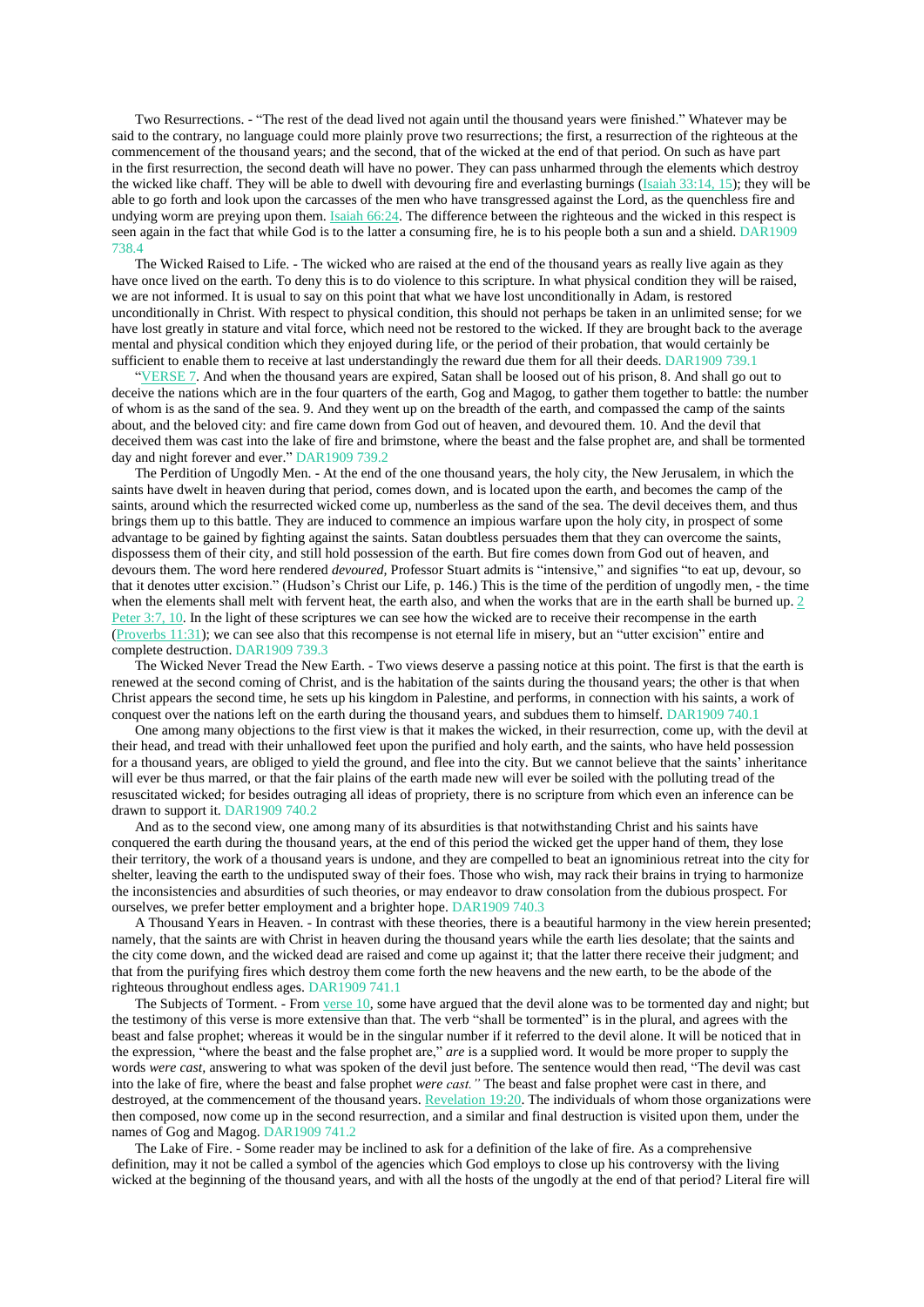Two Resurrections. - "The rest of the dead lived not again until the thousand years were finished." Whatever may be said to the contrary, no language could more plainly prove two resurrections; the first, a resurrection of the righteous at the commencement of the thousand years; and the second, that of the wicked at the end of that period. On such as have part in the first resurrection, the second death will have no power. They can pass unharmed through the elements which destroy the wicked like chaff. They will be able to dwell with devouring fire and everlasting burnings (Isaiah 33:14, 15); they will be able to go forth and look upon the carcasses of the men who have transgressed against the Lord, as the quenchless fire and undying worm are preying upon them. Isaiah 66:24. The difference between the righteous and the wicked in this respect is seen again in the fact that while God is to the latter a consuming fire, he is to his people both a sun and a shield. DAR1909 738.4

The Wicked Raised to Life. - The wicked who are raised at the end of the thousand years as really live again as they have once lived on the earth. To deny this is to do violence to this scripture. In what physical condition they will be raised, we are not informed. It is usual to say on this point that what we have lost unconditionally in Adam, is restored unconditionally in Christ. With respect to physical condition, this should not perhaps be taken in an unlimited sense; for we have lost greatly in stature and vital force, which need not be restored to the wicked. If they are brought back to the average mental and physical condition which they enjoyed during life, or the period of their probation, that would certainly be sufficient to enable them to receive at last understandingly the reward due them for all their deeds. DAR1909 739.1

"VERSE 7. And when the thousand years are expired, Satan shall be loosed out of his prison, 8. And shall go out to deceive the nations which are in the four quarters of the earth, Gog and Magog, to gather them together to battle: the number of whom is as the sand of the sea. 9. And they went up on the breadth of the earth, and compassed the camp of the saints about, and the beloved city: and fire came down from God out of heaven, and devoured them. 10. And the devil that deceived them was cast into the lake of fire and brimstone, where the beast and the false prophet are, and shall be tormented day and night forever and ever." DAR1909 739.2

The Perdition of Ungodly Men. - At the end of the one thousand years, the holy city, the New Jerusalem, in which the saints have dwelt in heaven during that period, comes down, and is located upon the earth, and becomes the camp of the saints, around which the resurrected wicked come up, numberless as the sand of the sea. The devil deceives them, and thus brings them up to this battle. They are induced to commence an impious warfare upon the holy city, in prospect of some advantage to be gained by fighting against the saints. Satan doubtless persuades them that they can overcome the saints, dispossess them of their city, and still hold possession of the earth. But fire comes down from God out of heaven, and devours them. The word here rendered *devoured*, Professor Stuart admits is "intensive," and signifies "to eat up, devour, so that it denotes utter excision." (Hudson's Christ our Life, p. 146.) This is the time of the perdition of ungodly men, - the time when the elements shall melt with fervent heat, the earth also, and when the works that are in the earth shall be burned up. 2 Peter 3:7, 10. In the light of these scriptures we can see how the wicked are to receive their recompense in the earth (Proverbs 11:31); we can see also that this recompense is not eternal life in misery, but an "utter excision" entire and complete destruction. DAR1909 739.3

The Wicked Never Tread the New Earth. - Two views deserve a passing notice at this point. The first is that the earth is renewed at the second coming of Christ, and is the habitation of the saints during the thousand years; the other is that when Christ appears the second time, he sets up his kingdom in Palestine, and performs, in connection with his saints, a work of conquest over the nations left on the earth during the thousand years, and subdues them to himself. DAR1909 740.1

One among many objections to the first view is that it makes the wicked, in their resurrection, come up, with the devil at their head, and tread with their unhallowed feet upon the purified and holy earth, and the saints, who have held possession for a thousand years, are obliged to yield the ground, and flee into the city. But we cannot believe that the saints' inheritance will ever be thus marred, or that the fair plains of the earth made new will ever be soiled with the polluting tread of the resuscitated wicked; for besides outraging all ideas of propriety, there is no scripture from which even an inference can be drawn to support it. DAR1909 740.2

And as to the second view, one among many of its absurdities is that notwithstanding Christ and his saints have conquered the earth during the thousand years, at the end of this period the wicked get the upper hand of them, they lose their territory, the work of a thousand years is undone, and they are compelled to beat an ignominious retreat into the city for shelter, leaving the earth to the undisputed sway of their foes. Those who wish, may rack their brains in trying to harmonize the inconsistencies and absurdities of such theories, or may endeavor to draw consolation from the dubious prospect. For ourselves, we prefer better employment and a brighter hope. DAR1909 740.3

A Thousand Years in Heaven. - In contrast with these theories, there is a beautiful harmony in the view herein presented; namely, that the saints are with Christ in heaven during the thousand years while the earth lies desolate; that the saints and the city come down, and the wicked dead are raised and come up against it; that the latter there receive their judgment; and that from the purifying fires which destroy them come forth the new heavens and the new earth, to be the abode of the righteous throughout endless ages. DAR1909 741.1

The Subjects of Torment. - From verse 10, some have argued that the devil alone was to be tormented day and night; but the testimony of this verse is more extensive than that. The verb "shall be tormented" is in the plural, and agrees with the beast and false prophet; whereas it would be in the singular number if it referred to the devil alone. It will be noticed that in the expression, "where the beast and the false prophet are," *are* is a supplied word. It would be more proper to supply the words *were cast*, answering to what was spoken of the devil just before. The sentence would then read, "The devil was cast into the lake of fire, where the beast and false prophet *were cast."* The beast and false prophet were cast in there, and destroyed, at the commencement of the thousand years. Revelation 19:20. The individuals of whom those organizations were then composed, now come up in the second resurrection, and a similar and final destruction is visited upon them, under the names of Gog and Magog. DAR1909 741.2

The Lake of Fire. - Some reader may be inclined to ask for a definition of the lake of fire. As a comprehensive definition, may it not be called a symbol of the agencies which God employs to close up his controversy with the living wicked at the beginning of the thousand years, and with all the hosts of the ungodly at the end of that period? Literal fire will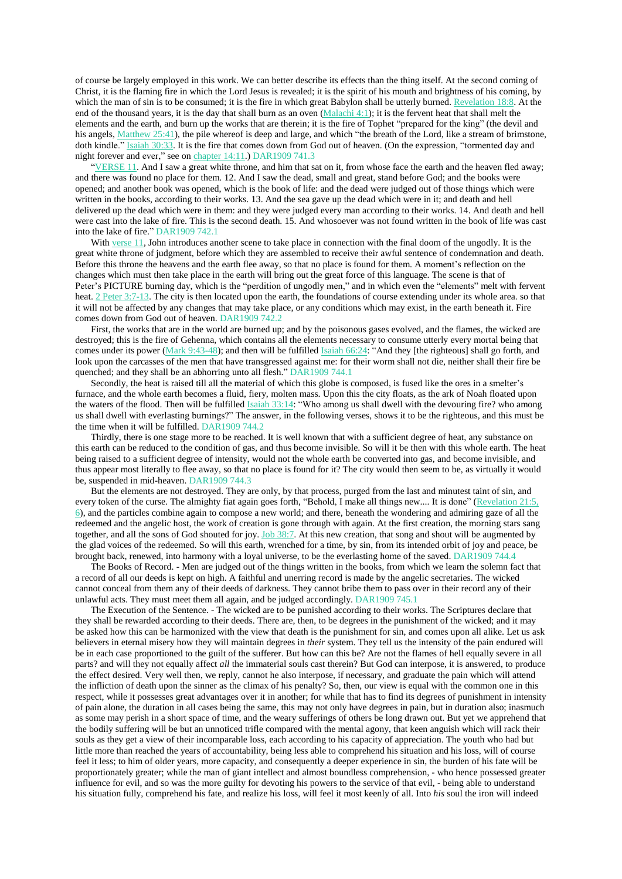of course be largely employed in this work. We can better describe its effects than the thing itself. At the second coming of Christ, it is the flaming fire in which the Lord Jesus is revealed; it is the spirit of his mouth and brightness of his coming, by which the man of sin is to be consumed; it is the fire in which great Babylon shall be utterly burned. Revelation 18:8. At the end of the thousand years, it is the day that shall burn as an oven (Malachi 4:1); it is the fervent heat that shall melt the elements and the earth, and burn up the works that are therein; it is the fire of Tophet "prepared for the king" (the devil and his angels, Matthew 25:41), the pile whereof is deep and large, and which "the breath of the Lord, like a stream of brimstone, doth kindle." Isaiah 30:33. It is the fire that comes down from God out of heaven. (On the expression, "tormented day and night forever and ever," see on chapter 14:11.) DAR1909 741.3

"VERSE 11. And I saw a great white throne, and him that sat on it, from whose face the earth and the heaven fled away; and there was found no place for them. 12. And I saw the dead, small and great, stand before God; and the books were opened; and another book was opened, which is the book of life: and the dead were judged out of those things which were written in the books, according to their works. 13. And the sea gave up the dead which were in it; and death and hell delivered up the dead which were in them: and they were judged every man according to their works. 14. And death and hell were cast into the lake of fire. This is the second death. 15. And whosoever was not found written in the book of life was cast into the lake of fire." DAR1909 742.1

With verse 11, John introduces another scene to take place in connection with the final doom of the ungodly. It is the great white throne of judgment, before which they are assembled to receive their awful sentence of condemnation and death. Before this throne the heavens and the earth flee away, so that no place is found for them. A moment's reflection on the changes which must then take place in the earth will bring out the great force of this language. The scene is that of Peter's PICTURE burning day, which is the "perdition of ungodly men," and in which even the "elements" melt with fervent heat. 2 Peter 3:7-13. The city is then located upon the earth, the foundations of course extending under its whole area. so that it will not be affected by any changes that may take place, or any conditions which may exist, in the earth beneath it. Fire comes down from God out of heaven. DAR1909 742.2

First, the works that are in the world are burned up; and by the poisonous gases evolved, and the flames, the wicked are destroyed; this is the fire of Gehenna, which contains all the elements necessary to consume utterly every mortal being that comes under its power (Mark 9:43-48); and then will be fulfilled Isaiah 66:24: "And they [the righteous] shall go forth, and look upon the carcasses of the men that have transgressed against me: for their worm shall not die, neither shall their fire be quenched; and they shall be an abhorring unto all flesh." DAR1909 744.1

Secondly, the heat is raised till all the material of which this globe is composed, is fused like the ores in a smelter's furnace, and the whole earth becomes a fluid, fiery, molten mass. Upon this the city floats, as the ark of Noah floated upon the waters of the flood. Then will be fulfilled Isaiah 33:14: "Who among us shall dwell with the devouring fire? who among us shall dwell with everlasting burnings?" The answer, in the following verses, shows it to be the righteous, and this must be the time when it will be fulfilled. DAR1909 744.2

Thirdly, there is one stage more to be reached. It is well known that with a sufficient degree of heat, any substance on this earth can be reduced to the condition of gas, and thus become invisible. So will it be then with this whole earth. The heat being raised to a sufficient degree of intensity, would not the whole earth be converted into gas, and become invisible, and thus appear most literally to flee away, so that no place is found for it? The city would then seem to be, as virtually it would be, suspended in mid-heaven. DAR1909 744.3

But the elements are not destroyed. They are only, by that process, purged from the last and minutest taint of sin, and every token of the curse. The almighty fiat again goes forth, "Behold, I make all things new.... It is done" (Revelation 21:5, 6), and the particles combine again to compose a new world; and there, beneath the wondering and admiring gaze of all the redeemed and the angelic host, the work of creation is gone through with again. At the first creation, the morning stars sang together, and all the sons of God shouted for joy. Job 38:7. At this new creation, that song and shout will be augmented by the glad voices of the redeemed. So will this earth, wrenched for a time, by sin, from its intended orbit of joy and peace, be brought back, renewed, into harmony with a loyal universe, to be the everlasting home of the saved. DAR1909 744.4

The Books of Record. - Men are judged out of the things written in the books, from which we learn the solemn fact that a record of all our deeds is kept on high. A faithful and unerring record is made by the angelic secretaries. The wicked cannot conceal from them any of their deeds of darkness. They cannot bribe them to pass over in their record any of their unlawful acts. They must meet them all again, and be judged accordingly. DAR1909 745.1

The Execution of the Sentence. - The wicked are to be punished according to their works. The Scriptures declare that they shall be rewarded according to their deeds. There are, then, to be degrees in the punishment of the wicked; and it may be asked how this can be harmonized with the view that death is the punishment for sin, and comes upon all alike. Let us ask believers in eternal misery how they will maintain degrees in *their* system. They tell us the intensity of the pain endured will be in each case proportioned to the guilt of the sufferer. But how can this be? Are not the flames of hell equally severe in all parts? and will they not equally affect *all* the immaterial souls cast therein? But God can interpose, it is answered, to produce the effect desired. Very well then, we reply, cannot he also interpose, if necessary, and graduate the pain which will attend the infliction of death upon the sinner as the climax of his penalty? So, then, our view is equal with the common one in this respect, while it possesses great advantages over it in another; for while that has to find its degrees of punishment in intensity of pain alone, the duration in all cases being the same, this may not only have degrees in pain, but in duration also; inasmuch as some may perish in a short space of time, and the weary sufferings of others be long drawn out. But yet we apprehend that the bodily suffering will be but an unnoticed trifle compared with the mental agony, that keen anguish which will rack their souls as they get a view of their incomparable loss, each according to his capacity of appreciation. The youth who had but little more than reached the years of accountability, being less able to comprehend his situation and his loss, will of course feel it less; to him of older years, more capacity, and consequently a deeper experience in sin, the burden of his fate will be proportionately greater; while the man of giant intellect and almost boundless comprehension, - who hence possessed greater influence for evil, and so was the more guilty for devoting his powers to the service of that evil, - being able to understand his situation fully, comprehend his fate, and realize his loss, will feel it most keenly of all. Into *his* soul the iron will indeed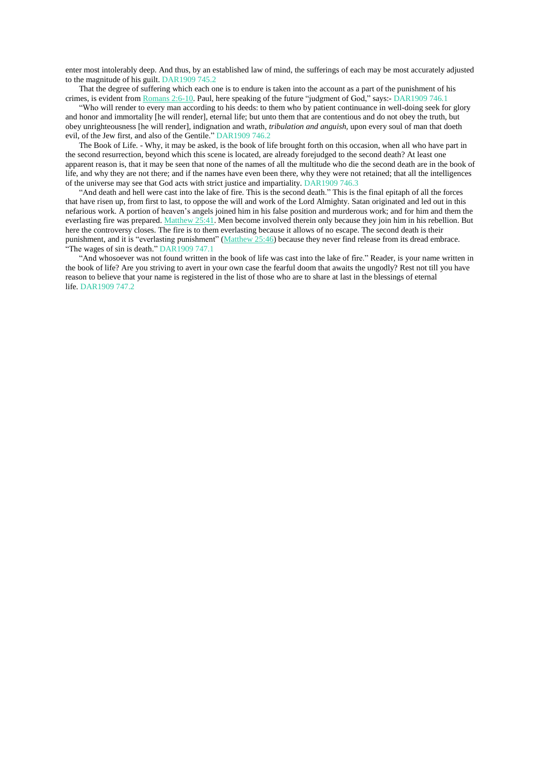enter most intolerably deep. And thus, by an established law of mind, the sufferings of each may be most accurately adjusted to the magnitude of his guilt. DAR1909 745.2

That the degree of suffering which each one is to endure is taken into the account as a part of the punishment of his crimes, is evident from Romans 2:6-10. Paul, here speaking of the future "judgment of God," says:- DAR1909 746.1

"Who will render to every man according to his deeds: to them who by patient continuance in well-doing seek for glory and honor and immortality [he will render], eternal life; but unto them that are contentious and do not obey the truth, but obey unrighteousness [he will render], indignation and wrath, *tribulation and anguish,* upon every soul of man that doeth evil, of the Jew first, and also of the Gentile." DAR1909 746.2

The Book of Life. - Why, it may be asked, is the book of life brought forth on this occasion, when all who have part in the second resurrection, beyond which this scene is located, are already forejudged to the second death? At least one apparent reason is, that it may be seen that none of the names of all the multitude who die the second death are in the book of life, and why they are not there; and if the names have even been there, why they were not retained; that all the intelligences of the universe may see that God acts with strict justice and impartiality. DAR1909 746.3

"And death and hell were cast into the lake of fire. This is the second death." This is the final epitaph of all the forces that have risen up, from first to last, to oppose the will and work of the Lord Almighty. Satan originated and led out in this nefarious work. A portion of heaven's angels joined him in his false position and murderous work; and for him and them the everlasting fire was prepared. Matthew 25:41. Men become involved therein only because they join him in his rebellion. But here the controversy closes. The fire is to them everlasting because it allows of no escape. The second death is their punishment, and it is "everlasting punishment" (Matthew 25:46) because they never find release from its dread embrace. "The wages of sin is death." DAR1909 747.1

"And whosoever was not found written in the book of life was cast into the lake of fire." Reader, is your name written in the book of life? Are you striving to avert in your own case the fearful doom that awaits the ungodly? Rest not till you have reason to believe that your name is registered in the list of those who are to share at last in the blessings of eternal life. DAR1909 747.2